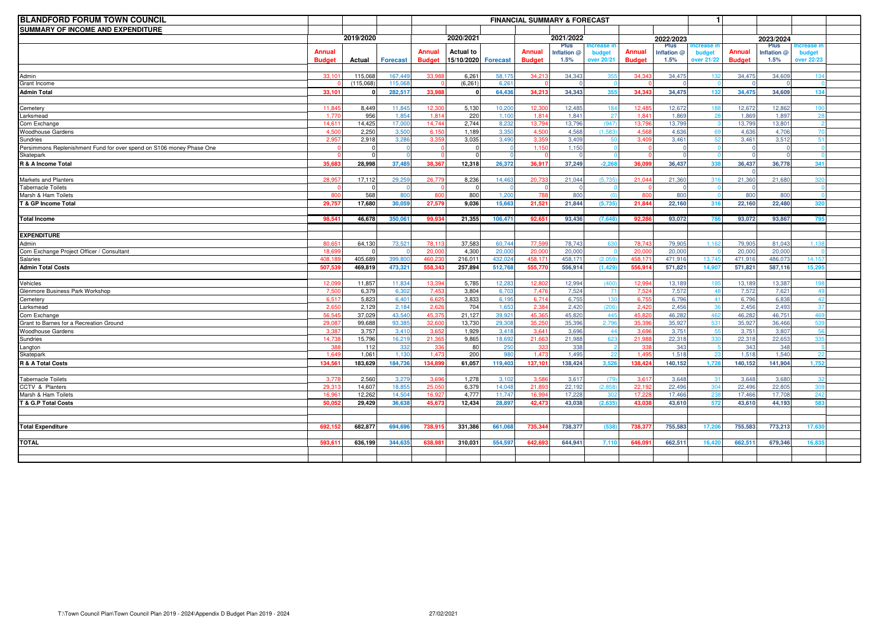# BLANDFORD FORUM TOWN COUNCIL

## SUMMARY OF INCOME AND EXPENDITURE

**FINANCIAL SUMMARY & FORECAST** 1

| | 2019/2020 | | | 2020/2021 | | | 2021/2022 | | | 2022/2023 | | | 2023/2024 | | |
|---|---|---|---|---|---|---|---|---|---|---|---|---|---|---|---|
| | **Annual Budget** | **Actual** | **Forecast** | **Annual Budget** | **Actual to 15/10/2020** | **Forecast** | **Annual Budget** | **Plus Inflation @ 1.5%** | **Increase in budget over 20/21** | **Annual Budget** | **Plus Inflation @ 1.5%** | **Increase in budget over 21/22** | **Annual Budget** | **Plus Inflation @ 1.5%** | **Increase in budget over 22/23** |
| Admin | 33,101 | 115,068 | 167,449 | 33,988 | 6,261 | 58,175 | 34,213 | 34,343 | 355 | 34,343 | 34,475 | 132 | 34,475 | 34,609 | 134 |
| Grant Income | 0 | (115,068) | 115,068 | 0 | (6,261) | 6,261 | 0 | 0 | 0 | 0 | 0 | 0 | 0 | 0 | 0 |
| **Admin Total** | **33,101** | **0** | **282,517** | **33,988** | **0** | **64,436** | **34,213** | **34,343** | **355** | **34,343** | **34,475** | **132** | **34,475** | **34,609** | **134** |
| Cemetery | 11,845 | 8,449 | 11,845 | 12,300 | 5,130 | 10,200 | 12,300 | 12,485 | 184 | 12,485 | 12,672 | 188 | 12,672 | 12,862 | 190 |
| Larksmead | 1,770 | 956 | 1,854 | 1,814 | 220 | 1,100 | 1,814 | 1,841 | 27 | 1,841 | 1,869 | 28 | 1,869 | 1,897 | 28 |
| Corn Exchange | 14,611 | 14,425 | 17,000 | 14,744 | 2,744 | 8,232 | 13,794 | 13,796 | (947) | 13,796 | 13,799 | 3 | 13,799 | 13,801 | 2 |
| Woodhouse Gardens | 4,500 | 2,250 | 3,500 | 6,150 | 1,189 | 3,350 | 4,500 | 4,568 | (1,583) | 4,568 | 4,636 | 69 | 4,636 | 4,706 | 70 |
| Sundries | 2,957 | 2,918 | 3,286 | 3,359 | 3,035 | 3,490 | 3,359 | 3,409 | 50 | 3,409 | 3,461 | 52 | 3,461 | 3,512 | 51 |
| Persimmons Replenishment Fund for over spend on S106 money Phase One | 0 | 0 | 0 | 0 | 0 | 0 | 1,150 | 1,150 | 0 | 0 | 0 | 0 | 0 | 0 | 0 |
| Skatepark | 0 | 0 | 0 | 0 | 0 | 0 | 0 | 0 | 0 | 0 | 0 | 0 | 0 | 0 | 0 |
| **R & A Income Total** | **35,683** | **28,998** | **37,485** | **38,367** | **12,318** | **26,372** | **36,917** | **37,249** | **-2,268** | **36,099** | **36,437** | **338** | **36,437** | **36,778** | **341** |
| | | | | | | | | | | | | | 0 | | |
| Markets and Planters | 28,957 | 17,112 | 29,259 | 26,779 | 8,236 | 14,463 | 20,733 | 21,044 | (5,735) | 21,044 | 21,360 | 316 | 21,360 | 21,680 | 320 |
| Tabernacle Toilets | 0 | 0 | 0 | 0 | 0 | 0 | 0 | 0 | 0 | 0 | 0 | 0 | 0 | | 0 |
| Marsh & Ham Toilets | 800 | 568 | 800 | 800 | 800 | 1,200 | 788 | 800 | (0) | 800 | 800 | 0 | 800 | 800 | 0 |
| **T & GP Income Total** | **29,757** | **17,680** | **30,059** | **27,579** | **9,036** | **15,663** | **21,521** | **21,844** | **(5,735)** | **21,844** | **22,160** | **316** | **22,160** | **22,480** | **320** |
| **Total Income** | **98,541** | **46,678** | **350,061** | **99,934** | **21,355** | **106,471** | **92,651** | **93,436** | **(7,648)** | **92,286** | **93,072** | **786** | **93,072** | **93,867** | **795** |
| **EXPENDITURE** | | | | | | | | | | | | | | | |
| Admin | 80,651 | 64,130 | 73,521 | 78,113 | 37,583 | 60,744 | 77,599 | 78,743 | 630 | 78,743 | 79,905 | 1,162 | 79,905 | 81,043 | 1,138 |
| Corn Exchange Project Officer / Consultant | 18,699 | 0 | 0 | 20,000 | 4,300 | 20,000 | 20,000 | 20,000 | 0 | 20,000 | 20,000 | 0 | 20,000 | 20,000 | 0 |
| Salaries | 408,189 | 405,689 | 399,800 | 460,230 | 216,011 | 432,024 | 458,171 | 458,171 | (2,059) | 458,171 | 471,916 | 13,745 | 471,916 | 486,073 | 14,157 |
| **Admin Total Costs** | **507,539** | **469,819** | **473,321** | **558,343** | **257,894** | **512,768** | **555,770** | **556,914** | **(1,429)** | **556,914** | **571,821** | **14,907** | **571,821** | **587,116** | **15,295** |
| Vehicles | 12,099 | 11,857 | 11,834 | 13,394 | 5,785 | 12,283 | 12,802 | 12,994 | (400) | 12,994 | 13,189 | 195 | 13,189 | 13,387 | 198 |
| Glenmore Business Park Workshop | 7,500 | 6,379 | 6,302 | 7,453 | 3,804 | 6,703 | 7,476 | 7,524 | 71 | 7,524 | 7,572 | 48 | 7,572 | 7,621 | 49 |
| Cemetery | 6,517 | 5,823 | 6,401 | 6,625 | 3,833 | 6,195 | 6,714 | 6,755 | 130 | 6,755 | 6,796 | 41 | 6,796 | 6,838 | 42 |
| Larksmead | 2,650 | 2,129 | 2,184 | 2,626 | 704 | 1,653 | 2,384 | 2,420 | (206) | 2,420 | 2,456 | 36 | 2,456 | 2,493 | 37 |
| Corn Exchange | 56,545 | 37,029 | 43,540 | 45,375 | 21,127 | 39,921 | 45,365 | 45,820 | 445 | 45,820 | 46,282 | 462 | 46,282 | 46,751 | 469 |
| Grant to Barnes for a Recreation Ground | 29,087 | 99,688 | 93,385 | 32,600 | 13,730 | 29,308 | 35,250 | 35,396 | 2,796 | 35,396 | 35,927 | 531 | 35,927 | 36,466 | 539 |
| Woodhouse Gardens | 3,387 | 3,757 | 3,410 | 3,652 | 1,929 | 3,418 | 3,641 | 3,696 | 44 | 3,696 | 3,751 | 55 | 3,751 | 3,807 | 56 |
| Sundries | 14,738 | 15,796 | 16,219 | 21,365 | 9,865 | 18,692 | 21,663 | 21,988 | 623 | 21,988 | 22,318 | 330 | 22,318 | 22,653 | 335 |
| Langton | 388 | 112 | 332 | 336 | 80 | 250 | 333 | 338 | 2 | 338 | 343 | 5 | 343 | 348 | 5 |
| Skatepark | 1,649 | 1,061 | 1,130 | 1,473 | 200 | 980 | 1,473 | 1,495 | 22 | 1,495 | 1,518 | 23 | 1,518 | 1,540 | 22 |
| **R & A Total Costs** | **134,561** | **183,629** | **184,736** | **134,899** | **61,057** | **119,403** | **137,101** | **138,424** | **3,526** | **138,424** | **140,152** | **1,728** | **140,152** | **141,904** | **1,752** |
| Tabernacle Toilets | 3,778 | 2,560 | 3,279 | 3,696 | 1,278 | 3,102 | 3,586 | 3,617 | (79) | 3,617 | 3,648 | 31 | 3,648 | 3,680 | 32 |
| CCTV & Planters | 29,313 | 14,607 | 18,855 | 25,050 | 6,379 | 14,048 | 21,893 | 22,192 | (2,858) | 22,192 | 22,496 | 304 | 22,496 | 22,805 | 309 |
| Marsh & Ham Toilets | 16,961 | 12,262 | 14,504 | 16,927 | 4,777 | 11,747 | 16,994 | 17,228 | 302 | 17,228 | 17,466 | 238 | 17,466 | 17,708 | 242 |
| **T & G.P Total Costs** | **50,052** | **29,429** | **36,638** | **45,673** | **12,434** | **28,897** | **42,473** | **43,038** | **(2,635)** | **43,038** | **43,610** | **572** | **43,610** | **44,193** | **583** |
| **Total Expenditure** | **692,152** | **682,877** | **694,696** | **738,915** | **331,386** | **661,068** | **735,344** | **738,377** | **(538)** | **738,377** | **755,583** | **17,206** | **755,583** | **773,213** | **17,630** |
| **TOTAL** | **593,611** | **636,199** | **344,635** | **638,981** | **310,031** | **554,597** | **642,693** | **644,941** | **7,110** | **646,091** | **662,511** | **16,420** | **662,511** | **679,346** | **16,835** |

T:\Town Council Plan\Town Council Plan 2019 - 2024\Appendix D Budget Plan 2019 - 2024 27/02/2021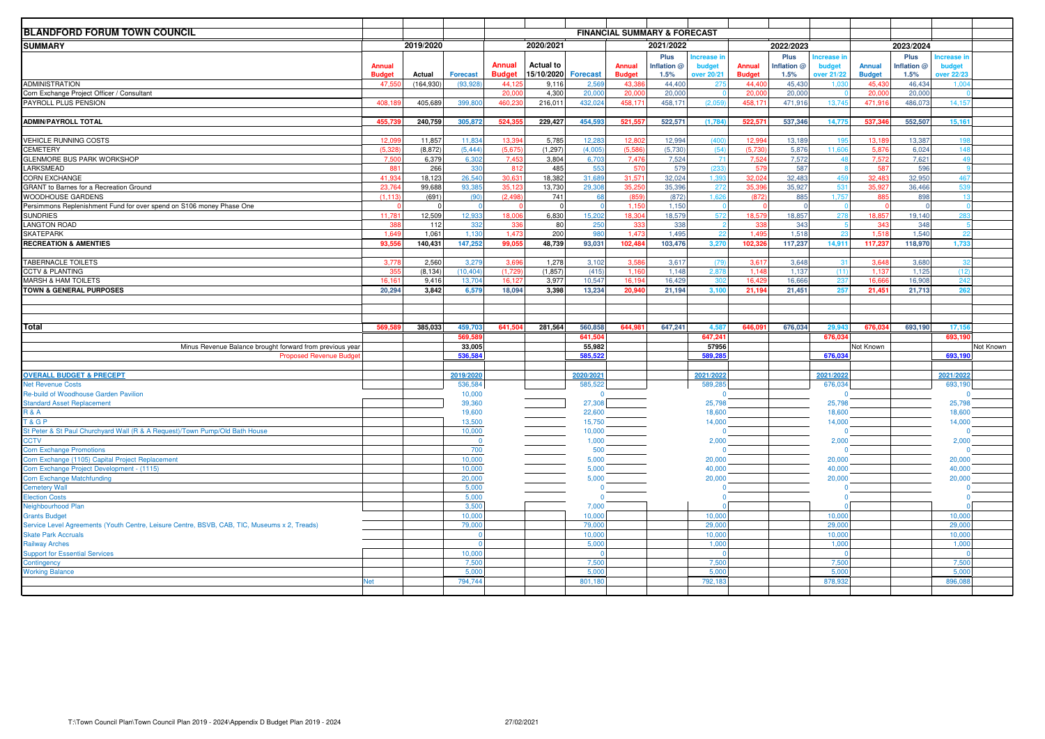| BLANDFORD FORUM TOWN COUNCIL | | | | | | | FINANCIAL SUMMARY & FORECAST | | | | | | | | | |
|---|---|---|---|---|---|---|---|---|---|---|---|---|---|---|---|---|
| **SUMMARY** | | **2019/2020** | | | **2020/2021** | | | **2021/2022** | | | **2022/2023** | | | **2023/2024** | | |
| | **Annual Budget** | **Actual** | **Forecast** | **Annual Budget** | **Actual to 15/10/2020** | **Forecast** | **Annual Budget** | **Plus Inflation @ 1.5%** | **Increase in budget over 20/21** | **Annual Budget** | **Plus Inflation @ 1.5%** | **Increase in budget over 21/22** | **Annual Budget** | **Plus Inflation @ 1.5%** | **Increase in budget over 22/23** | |
| ADMINISTRATION | 47,550 | (164,930) | (93,928) | 44,125 | 9,116 | 2,569 | 43,386 | 44,400 | 275 | 44,400 | 45,430 | 1,030 | 45,430 | 46,434 | 1,004 | |
| Corn Exchange Project Officer / Consultant | | | | 20,000 | 4,300 | 20,000 | 20,000 | 20,000 | 0 | 20,000 | 20,000 | 0 | 20,000 | 20,000 | 0 | |
| PAYROLL PLUS PENSION | 408,189 | 405,689 | 399,800 | 460,230 | 216,011 | 432,024 | 458,171 | 458,171 | (2,059) | 458,171 | 471,916 | 13,745 | 471,916 | 486,073 | 14,157 | |
| **ADMIN/PAYROLL TOTAL** | **455,739** | **240,759** | **305,872** | **524,355** | **229,427** | **454,593** | **521,557** | **522,571** | **(1,784)** | **522,571** | **537,346** | **14,775** | **537,346** | **552,507** | **15,161** | |
| VEHICLE RUNNING COSTS | 12,099 | 11,857 | 11,834 | 13,394 | 5,785 | 12,283 | 12,802 | 12,994 | (400) | 12,994 | 13,189 | 195 | 13,189 | 13,387 | 198 | |
| CEMETERY | (5,328) | (8,872) | (5,444) | (5,675) | (1,297) | (4,005) | (5,586) | (5,730) | (54) | (5,730) | 5,876 | 11,606 | 5,876 | 6,024 | 148 | |
| GLENMORE BUS PARK WORKSHOP | 7,500 | 6,379 | 6,302 | 7,453 | 3,804 | 6,703 | 7,476 | 7,524 | 71 | 7,524 | 7,572 | 48 | 7,572 | 7,621 | 49 | |
| LARKSMEAD | 881 | 266 | 330 | 812 | 485 | 553 | 570 | 579 | (233) | 579 | 587 | 8 | 587 | 596 | 9 | |
| CORN EXCHANGE | 41,934 | 18,123 | 26,540 | 30,631 | 18,382 | 31,689 | 31,571 | 32,024 | 1,393 | 32,024 | 32,483 | 459 | 32,483 | 32,950 | 467 | |
| GRANT to Barnes for a Recreation Ground | 23,764 | 99,688 | 93,385 | 35,123 | 13,730 | 29,308 | 35,250 | 35,396 | 272 | 35,396 | 35,927 | 531 | 35,927 | 36,466 | 539 | |
| WOODHOUSE GARDENS | (1,113) | (691) | (90) | (2,498) | 741 | 68 | (859) | (872) | 1,626 | (872) | 885 | 1,757 | 885 | 898 | 13 | |
| Persimmons Replenishment Fund for over spend on S106 money Phase One | 0 | 0 | 0 | 0 | 0 | 0 | 1,150 | 1,150 | 0 | 0 | 0 | 0 | 0 | 0 | 0 | |
| SUNDRIES | 11,781 | 12,509 | 12,933 | 18,006 | 6,830 | 15,202 | 18,304 | 18,579 | 572 | 18,579 | 18,857 | 278 | 18,857 | 19,140 | 283 | |
| LANGTON ROAD | 388 | 112 | 332 | 336 | 80 | 250 | 333 | 338 | 2 | 338 | 343 | 5 | 343 | 348 | 5 | |
| SKATEPARK | 1,649 | 1,061 | 1,130 | 1,473 | 200 | 980 | 1,473 | 1,495 | 22 | 1,495 | 1,518 | 23 | 1,518 | 1,540 | 22 | |
| **RECREATION & AMENITIES** | **93,556** | **140,431** | **147,252** | **99,055** | **48,739** | **93,031** | **102,484** | **103,476** | **3,270** | **102,326** | **117,237** | **14,911** | **117,237** | **118,970** | **1,733** | |
| TABERNACLE TOILETS | 3,778 | 2,560 | 3,279 | 3,696 | 1,278 | 3,102 | 3,586 | 3,617 | (79) | 3,617 | 3,648 | 31 | 3,648 | 3,680 | 32 | |
| CCTV & PLANTING | 355 | (8,134) | (10,404) | (1,729) | (1,857) | (415) | 1,160 | 1,148 | 2,878 | 1,148 | 1,137 | (11) | 1,137 | 1,125 | (12) | |
| MARSH & HAM TOILETS | 16,161 | 9,416 | 13,704 | 16,127 | 3,977 | 10,547 | 16,194 | 16,429 | 302 | 16,429 | 16,666 | 237 | 16,666 | 16,908 | 242 | |
| **TOWN & GENERAL PURPOSES** | **20,294** | **3,842** | **6,579** | **18,094** | **3,398** | **13,234** | **20,940** | **21,194** | **3,100** | **21,194** | **21,451** | **257** | **21,451** | **21,713** | **262** | |
| **Total** | **569,589** | **385,033** | **459,703** | **641,504** | **281,564** | **560,858** | **644,981** | **647,241** | **4,587** | **646,091** | **676,034** | **29,943** | **676,034** | **693,190** | **17,156** | |
| | | | 569,589 | | | 641,504 | | | 647,241 | | | 676,034 | | | 693,190 | |
| Minus Revenue Balance brought forward from previous year | | | 33,005 | | | 55,982 | | | 57956 | | | | Not Known | | | Not Known |
| Proposed Revenue Budget | | | 536,584 | | | 585,522 | | | 589,285 | | | 676,034 | | | 693,190 | |
| **OVERALL BUDGET & PRECEPT** | | | **2019/2020** | | | **2020/2021** | | | **2021/2022** | | | **2021/2022** | | | **2021/2022** | |
| Net Revenue Costs | | | 536,584 | | | 585,522 | | | 589,285 | | | 676,034 | | | 693,190 | |
| Re-build of Woodhouse Garden Pavilion | | | 10,000 | | | 0 | | | 0 | | | 0 | | | 0 | |
| Standard Asset Replacement | | | 39,360 | | | 27,308 | | | 25,798 | | | 25,798 | | | 25,798 | |
| R & A | | | 19,600 | | | 22,600 | | | 18,600 | | | 18,600 | | | 18,600 | |
| T & G P | | | 13,500 | | | 15,750 | | | 14,000 | | | 14,000 | | | 14,000 | |
| St Peter & St Paul Churchyard Wall (R & A Request)/Town Pump/Old Bath House | | | 10,000 | | | 10,000 | | | 0 | | | 0 | | | 0 | |
| CCTV | | | 0 | | | 1,000 | | | 2,000 | | | 2,000 | | | 2,000 | |
| Corn Exchange Promotions | | | 700 | | | 500 | | | 0 | | | 0 | | | 0 | |
| Corn Exchange (1105) Capital Project Replacement | | | 10,000 | | | 5,000 | | | 20,000 | | | 20,000 | | | 20,000 | |
| Corn Exchange Project Development - (1115) | | | 10,000 | | | 5,000 | | | 40,000 | | | 40,000 | | | 40,000 | |
| Corn Exchange Matchfunding | | | 20,000 | | | 5,000 | | | 20,000 | | | 20,000 | | | 20,000 | |
| Cemetery Wall | | | 5,000 | | | 0 | | | 0 | | | 0 | | | 0 | |
| Election Costs | | | 5,000 | | | 0 | | | 0 | | | 0 | | | 0 | |
| Neighbourhood Plan | | | 3,500 | | | 7,000 | | | 0 | | | 0 | | | 0 | |
| Grants Budget | | | 10,000 | | | 10,000 | | | 10,000 | | | 10,000 | | | 10,000 | |
| Service Level Agreements (Youth Centre, Leisure Centre, BSVB, CAB, TIC, Museums x 2, Treads) | | | 79,000 | | | 79,000 | | | 29,000 | | | 29,000 | | | 29,000 | |
| Skate Park Accruals | | | 0 | | | 10,000 | | | 10,000 | | | 10,000 | | | 10,000 | |
| Railway Arches | | | 0 | | | 5,000 | | | 1,000 | | | 1,000 | | | 1,000 | |
| Support for Essential Services | | | 10,000 | | | 0 | | | 0 | | | 0 | | | 0 | |
| Contingency | | | 7,500 | | | 7,500 | | | 7,500 | | | 7,500 | | | 7,500 | |
| Working Balance | | | 5,000 | | | 5,000 | | | 5,000 | | | 5,000 | | | 5,000 | |
| | Net | | 794,744 | | | 801,180 | | | 792,183 | | | 878,932 | | | 896,088 | |